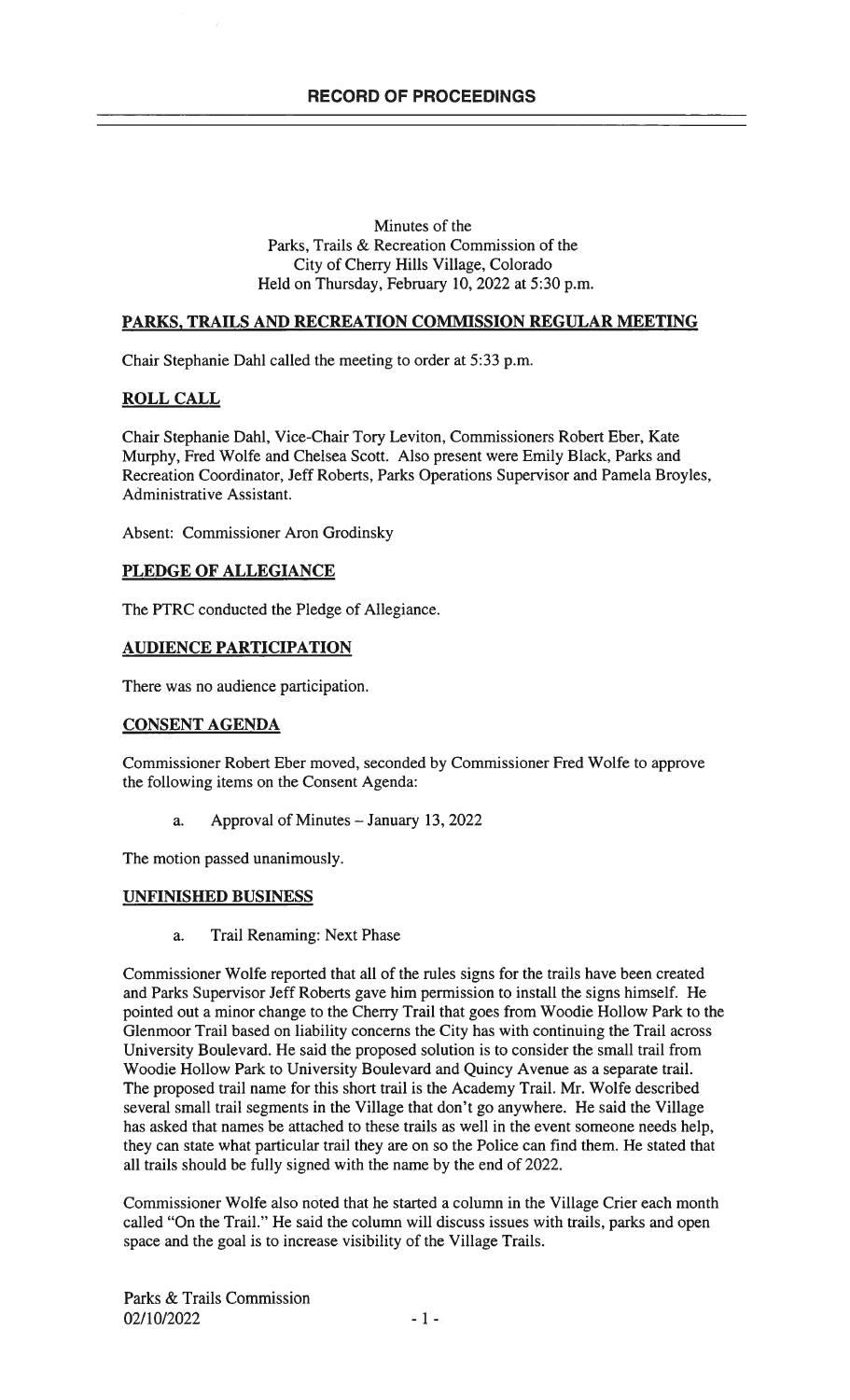# RECORD OF PROCEEDINGS

Minutes of the
Parks, Trails & Recreation Commission of the
City of Cherry Hills Village, Colorado
Held on Thursday, February 10, 2022 at 5:30 p.m.

## PARKS, TRAILS AND RECREATION COMMISSION REGULAR MEETING

Chair Stephanie Dahl called the meeting to order at 5:33 p.m.

## ROLL CALL

Chair Stephanie Dahl, Vice-Chair Tory Leviton, Commissioners Robert Eber, Kate Murphy, Fred Wolfe and Chelsea Scott. Also present were Emily Black, Parks and Recreation Coordinator, Jeff Roberts, Parks Operations Supervisor and Pamela Broyles, Administrative Assistant.

Absent: Commissioner Aron Grodinsky

## PLEDGE OF ALLEGIANCE

The PTRC conducted the Pledge of Allegiance.

## AUDIENCE PARTICIPATION

There was no audience participation.

## CONSENT AGENDA

Commissioner Robert Eber moved, seconded by Commissioner Fred Wolfe to approve the following items on the Consent Agenda:

a. Approval of Minutes – January 13, 2022

The motion passed unanimously.

## UNFINISHED BUSINESS

a. Trail Renaming: Next Phase

Commissioner Wolfe reported that all of the rules signs for the trails have been created and Parks Supervisor Jeff Roberts gave him permission to install the signs himself. He pointed out a minor change to the Cherry Trail that goes from Woodie Hollow Park to the Glenmoor Trail based on liability concerns the City has with continuing the Trail across University Boulevard. He said the proposed solution is to consider the small trail from Woodie Hollow Park to University Boulevard and Quincy Avenue as a separate trail. The proposed trail name for this short trail is the Academy Trail. Mr. Wolfe described several small trail segments in the Village that don't go anywhere. He said the Village has asked that names be attached to these trails as well in the event someone needs help, they can state what particular trail they are on so the Police can find them. He stated that all trails should be fully signed with the name by the end of 2022.

Commissioner Wolfe also noted that he started a column in the Village Crier each month called "On the Trail." He said the column will discuss issues with trails, parks and open space and the goal is to increase visibility of the Village Trails.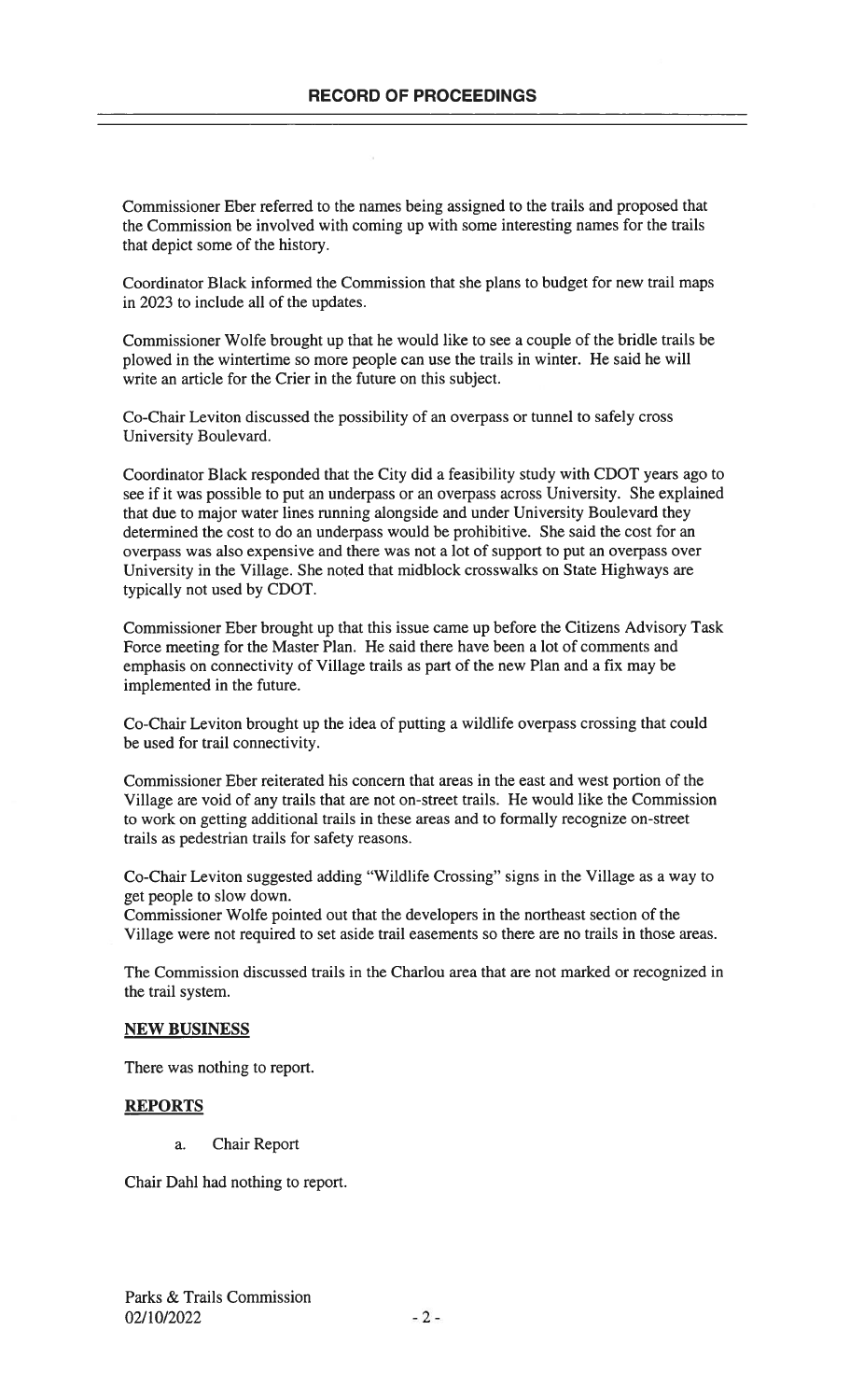Commissioner Eber referred to the names being assigned to the trails and proposed that the Commission be involved with coming up with some interesting names for the trails that depict some of the history.

Coordinator Black informed the Commission that she plans to budget for new trail maps in 2023 to include all of the updates.

Commissioner Wolfe brought up that he would like to see a couple of the bridle trails be plowed in the wintertime so more people can use the trails in winter. He said he will write an article for the Crier in the future on this subject.

Co-Chair Leviton discussed the possibility of an overpass or tunnel to safely cross University Boulevard.

Coordinator Black responded that the City did a feasibility study with CDOT years ago to see if it was possible to put an underpass or an overpass across University. She explained that due to major water lines running alongside and under University Boulevard they determined the cost to do an underpass would be prohibitive. She said the cost for an overpass was also expensive and there was not a lot of support to put an overpass over University in the Village. She noted that midblock crosswalks on State Highways are typically not used by CDOT.

Commissioner Eber brought up that this issue came up before the Citizens Advisory Task Force meeting for the Master Plan. He said there have been a lot of comments and emphasis on connectivity of Village trails as part of the new Plan and a fix may be implemented in the future.

Co-Chair Leviton brought up the idea of putting a wildlife overpass crossing that could be used for trail connectivity.

Commissioner Eber reiterated his concern that areas in the east and west portion of the Village are void of any trails that are not on-street trails. He would like the Commission to work on getting additional trails in these areas and to formally recognize on-street trails as pedestrian trails for safety reasons.

Co-Chair Leviton suggested adding "Wildlife Crossing" signs in the Village as a way to get people to slow down.
Commissioner Wolfe pointed out that the developers in the northeast section of the Village were not required to set aside trail easements so there are no trails in those areas.

The Commission discussed trails in the Charlou area that are not marked or recognized in the trail system.

**NEW BUSINESS**

There was nothing to report.

**REPORTS**

a. Chair Report

Chair Dahl had nothing to report.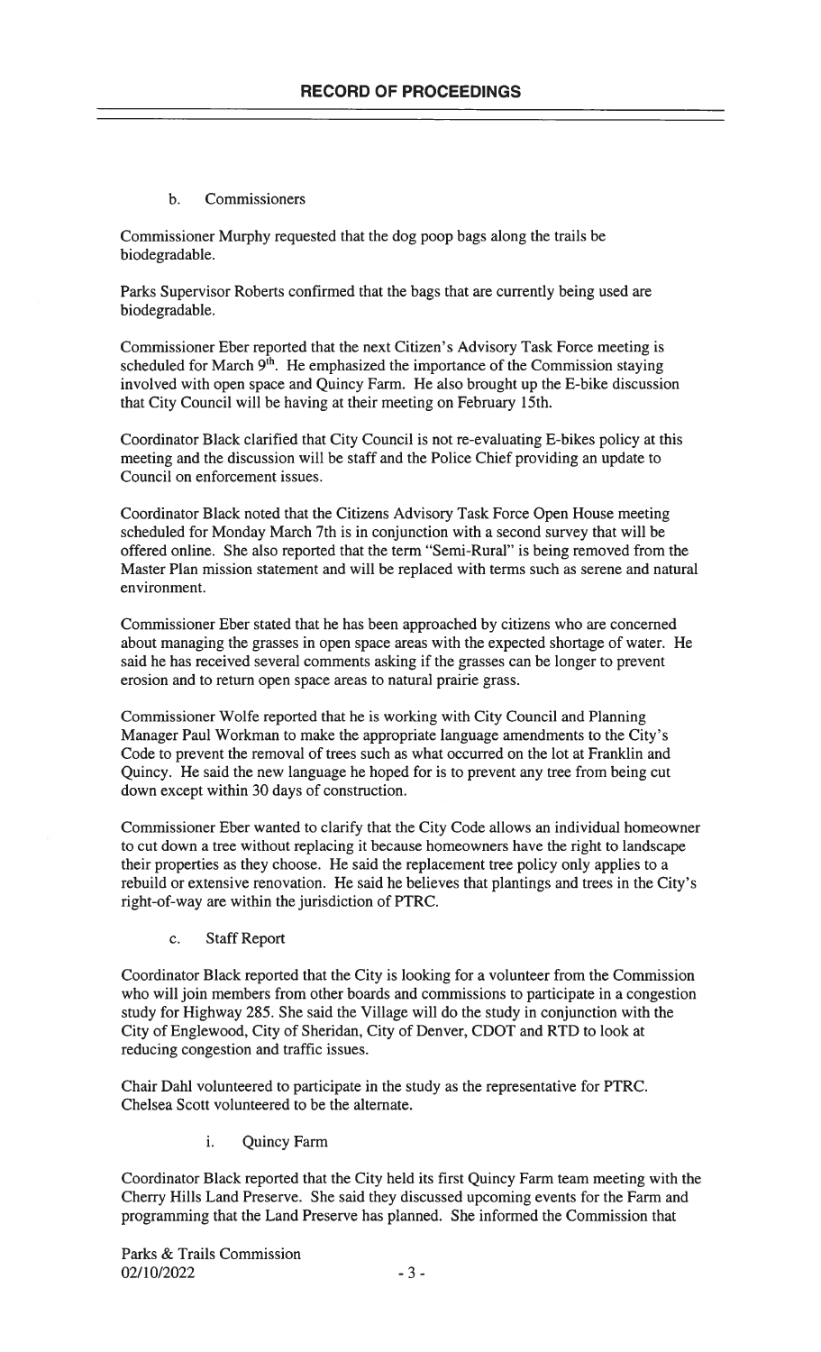b. Commissioners

Commissioner Murphy requested that the dog poop bags along the trails be biodegradable.

Parks Supervisor Roberts confirmed that the bags that are currently being used are biodegradable.

Commissioner Eber reported that the next Citizen's Advisory Task Force meeting is scheduled for March 9th. He emphasized the importance of the Commission staying involved with open space and Quincy Farm. He also brought up the E-bike discussion that City Council will be having at their meeting on February 15th.

Coordinator Black clarified that City Council is not re-evaluating E-bikes policy at this meeting and the discussion will be staff and the Police Chief providing an update to Council on enforcement issues.

Coordinator Black noted that the Citizens Advisory Task Force Open House meeting scheduled for Monday March 7th is in conjunction with a second survey that will be offered online. She also reported that the term "Semi-Rural" is being removed from the Master Plan mission statement and will be replaced with terms such as serene and natural environment.

Commissioner Eber stated that he has been approached by citizens who are concerned about managing the grasses in open space areas with the expected shortage of water. He said he has received several comments asking if the grasses can be longer to prevent erosion and to return open space areas to natural prairie grass.

Commissioner Wolfe reported that he is working with City Council and Planning Manager Paul Workman to make the appropriate language amendments to the City's Code to prevent the removal of trees such as what occurred on the lot at Franklin and Quincy. He said the new language he hoped for is to prevent any tree from being cut down except within 30 days of construction.

Commissioner Eber wanted to clarify that the City Code allows an individual homeowner to cut down a tree without replacing it because homeowners have the right to landscape their properties as they choose. He said the replacement tree policy only applies to a rebuild or extensive renovation. He said he believes that plantings and trees in the City's right-of-way are within the jurisdiction of PTRC.

c. Staff Report

Coordinator Black reported that the City is looking for a volunteer from the Commission who will join members from other boards and commissions to participate in a congestion study for Highway 285. She said the Village will do the study in conjunction with the City of Englewood, City of Sheridan, City of Denver, CDOT and RTD to look at reducing congestion and traffic issues.

Chair Dahl volunteered to participate in the study as the representative for PTRC. Chelsea Scott volunteered to be the alternate.

i. Quincy Farm

Coordinator Black reported that the City held its first Quincy Farm team meeting with the Cherry Hills Land Preserve. She said they discussed upcoming events for the Farm and programming that the Land Preserve has planned. She informed the Commission that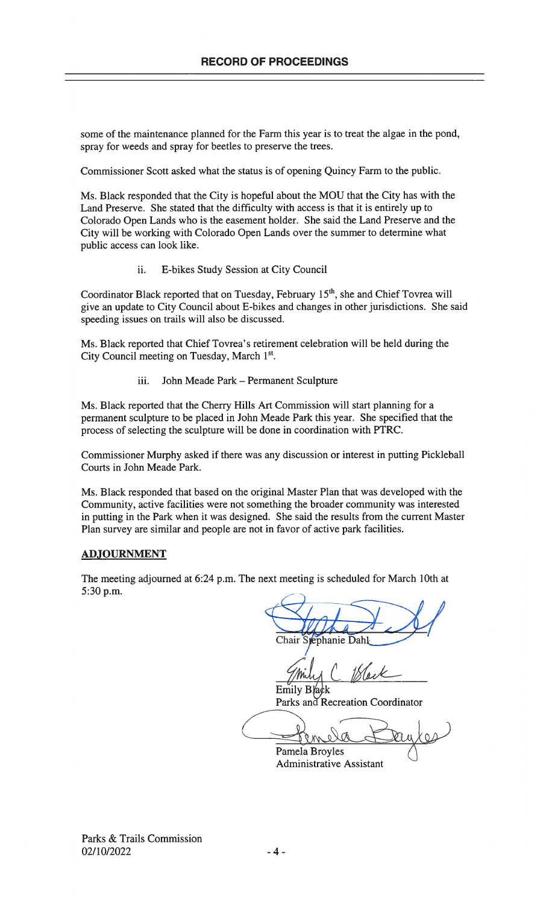some of the maintenance planned for the Farm this year is to treat the algae in the pond, spray for weeds and spray for beetles to preserve the trees.

Commissioner Scott asked what the status is of opening Quincy Farm to the public.

Ms. Black responded that the City is hopeful about the MOU that the City has with the Land Preserve. She stated that the difficulty with access is that it is entirely up to Colorado Open Lands who is the easement holder. She said the Land Preserve and the City will be working with Colorado Open Lands over the summer to determine what public access can look like.

ii. E-bikes Study Session at City Council

Coordinator Black reported that on Tuesday, February 15th, she and Chief Tovrea will give an update to City Council about E-bikes and changes in other jurisdictions. She said speeding issues on trails will also be discussed.

Ms. Black reported that Chief Tovrea's retirement celebration will be held during the City Council meeting on Tuesday, March 1st.

iii. John Meade Park – Permanent Sculpture

Ms. Black reported that the Cherry Hills Art Commission will start planning for a permanent sculpture to be placed in John Meade Park this year. She specified that the process of selecting the sculpture will be done in coordination with PTRC.

Commissioner Murphy asked if there was any discussion or interest in putting Pickleball Courts in John Meade Park.

Ms. Black responded that based on the original Master Plan that was developed with the Community, active facilities were not something the broader community was interested in putting in the Park when it was designed. She said the results from the current Master Plan survey are similar and people are not in favor of active park facilities.

## ADJOURNMENT

The meeting adjourned at 6:24 p.m. The next meeting is scheduled for March 10th at 5:30 p.m.

Chair Stephanie Dahl

Emily Black
Parks and Recreation Coordinator

Pamela Broyles
Administrative Assistant

Parks & Trails Commission
02/10/2022